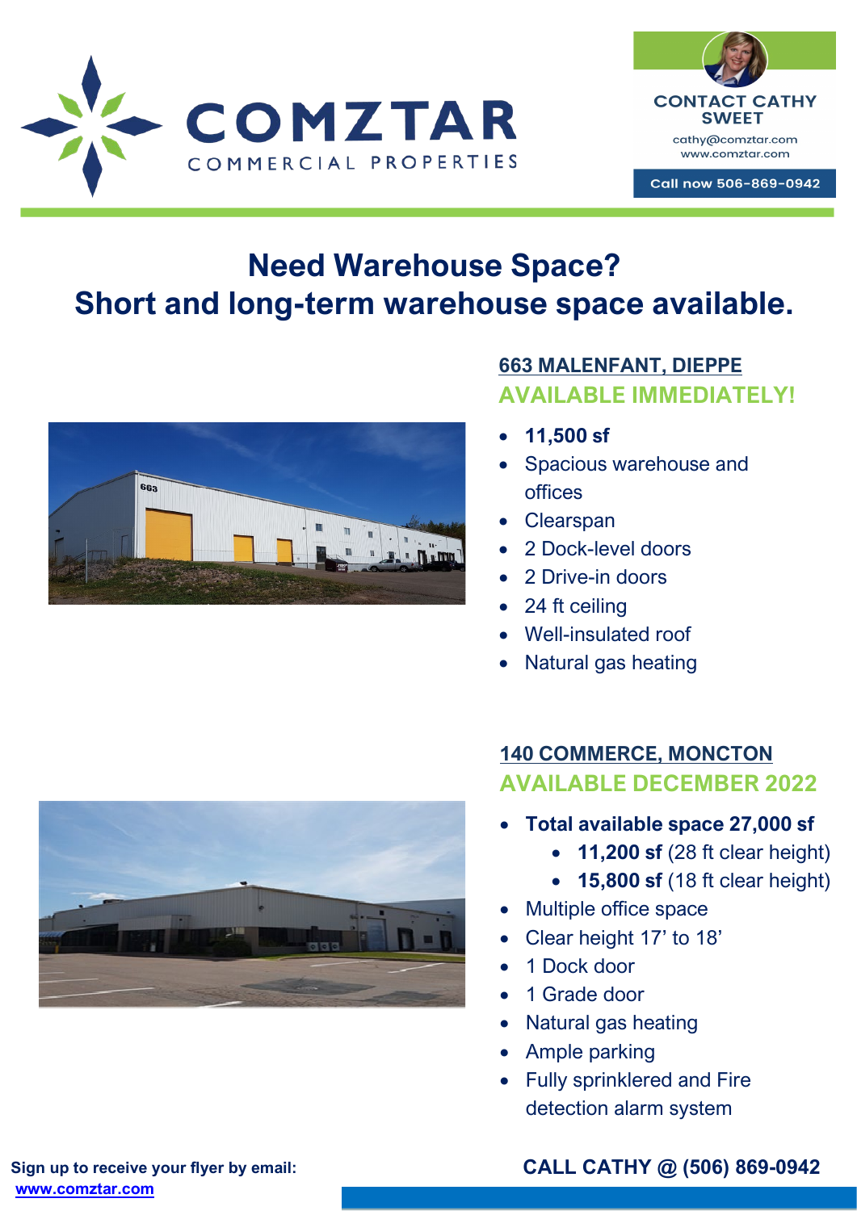# COMZTAR
COMMERCIAL PROPERTIES

**CONTACT CATHY SWEET**
cathy@comztar.com
www.comztar.com
**Call now 506-869-0942**

## Need Warehouse Space?
## Short and long-term warehouse space available.

### 663 MALENFANT, DIEPPE
**AVAILABLE IMMEDIATELY!**

- **11,500 sf**
- Spacious warehouse and offices
- Clearspan
- 2 Dock-level doors
- 2 Drive-in doors
- 24 ft ceiling
- Well-insulated roof
- Natural gas heating

### 140 COMMERCE, MONCTON
**AVAILABLE DECEMBER 2022**

- **Total available space 27,000 sf**
  - **11,200 sf** (28 ft clear height)
  - **15,800 sf** (18 ft clear height)
- Multiple office space
- Clear height 17' to 18'
- 1 Dock door
- 1 Grade door
- Natural gas heating
- Ample parking
- Fully sprinklered and Fire detection alarm system

**Sign up to receive your flyer by email:**
www.comztar.com

**CALL CATHY @ (506) 869-0942**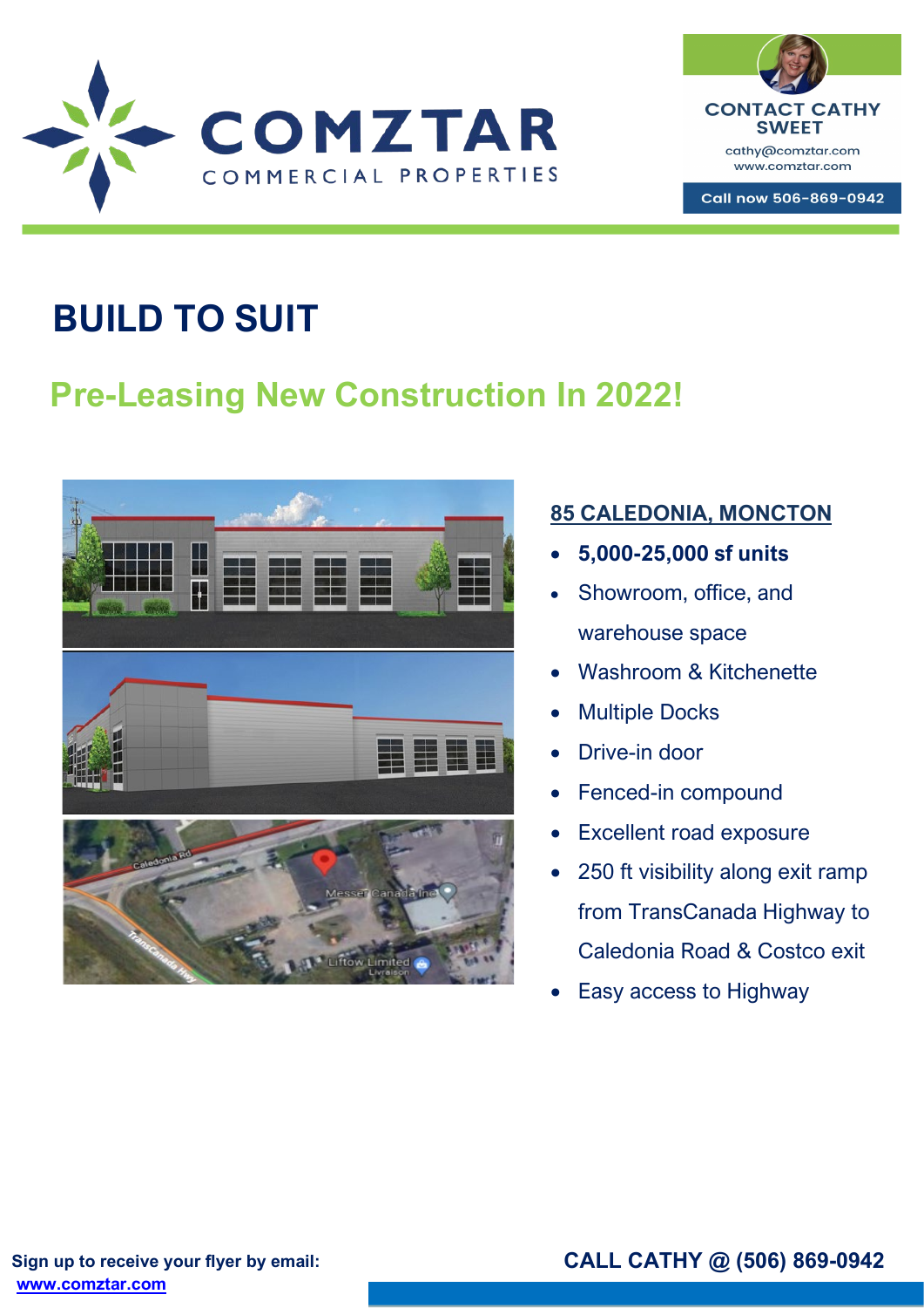COMZTAR
COMMERCIAL PROPERTIES

CONTACT CATHY SWEET
cathy@comztar.com
www.comztar.com
Call now 506-869-0942

# BUILD TO SUIT

## Pre-Leasing New Construction In 2022!

### 85 CALEDONIA, MONCTON

- **5,000-25,000 sf units**
- Showroom, office, and warehouse space
- Washroom & Kitchenette
- Multiple Docks
- Drive-in door
- Fenced-in compound
- Excellent road exposure
- 250 ft visibility along exit ramp from TransCanada Highway to Caledonia Road & Costco exit
- Easy access to Highway

**Sign up to receive your flyer by email:**
**www.comztar.com**

**CALL CATHY @ (506) 869-0942**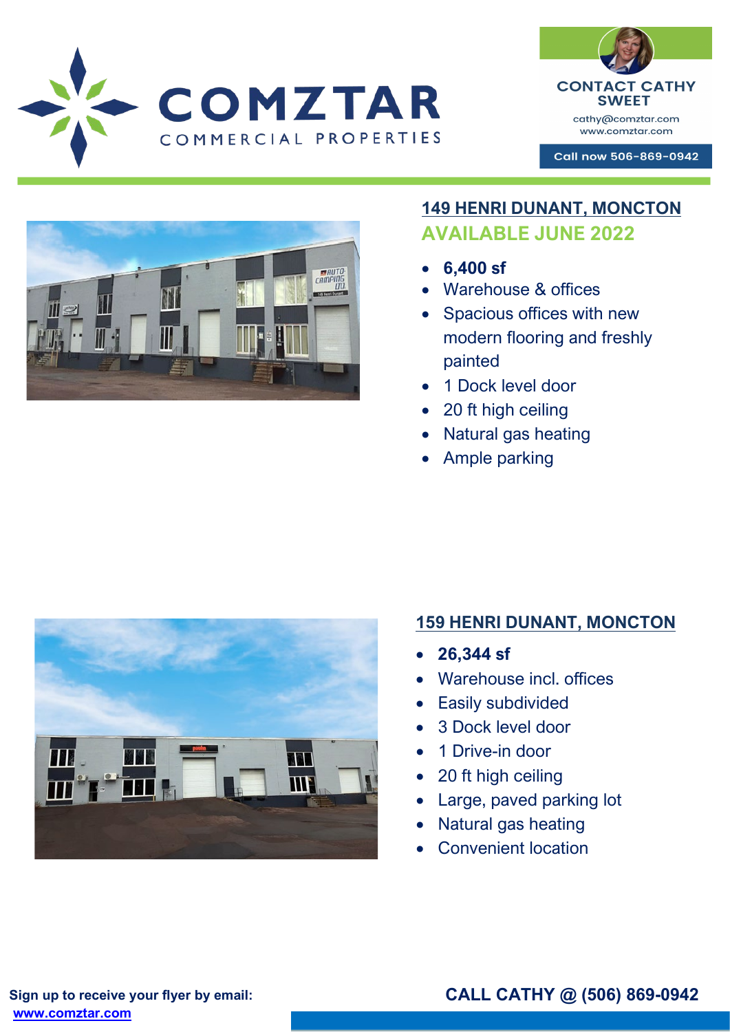COMZTAR
COMMERCIAL PROPERTIES

CONTACT CATHY SWEET
cathy@comztar.com
www.comztar.com

Call now 506-869-0942

## 149 HENRI DUNANT, MONCTON

## AVAILABLE JUNE 2022

- **6,400 sf**
- Warehouse & offices
- Spacious offices with new modern flooring and freshly painted
- 1 Dock level door
- 20 ft high ceiling
- Natural gas heating
- Ample parking

## 159 HENRI DUNANT, MONCTON

- **26,344 sf**
- Warehouse incl. offices
- Easily subdivided
- 3 Dock level door
- 1 Drive-in door
- 20 ft high ceiling
- Large, paved parking lot
- Natural gas heating
- Convenient location

**Sign up to receive your flyer by email:**
**www.comztar.com**

**CALL CATHY @ (506) 869-0942**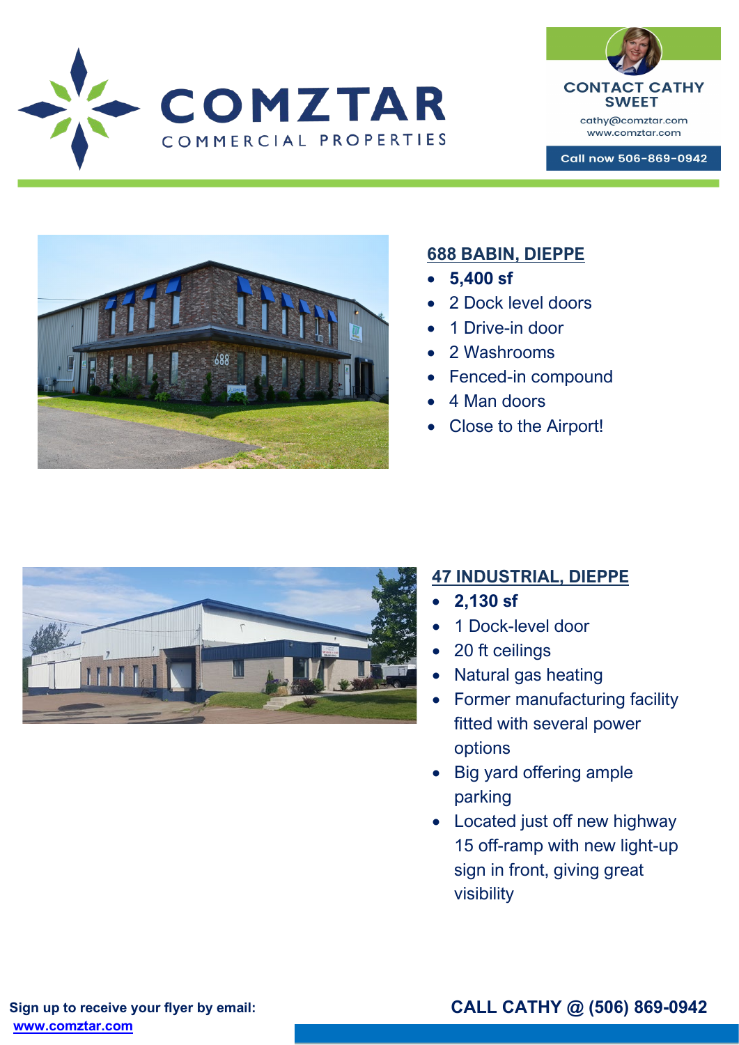COMZTAR

COMMERCIAL PROPERTIES

CONTACT CATHY SWEET

cathy@comztar.com

www.comztar.com

Call now 506-869-0942

## 688 BABIN, DIEPPE

- **5,400 sf**
- 2 Dock level doors
- 1 Drive-in door
- 2 Washrooms
- Fenced-in compound
- 4 Man doors
- Close to the Airport!

## 47 INDUSTRIAL, DIEPPE

- **2,130 sf**
- 1 Dock-level door
- 20 ft ceilings
- Natural gas heating
- Former manufacturing facility fitted with several power options
- Big yard offering ample parking
- Located just off new highway 15 off-ramp with new light-up sign in front, giving great visibility

**Sign up to receive your flyer by email:**
www.comztar.com

**CALL CATHY @ (506) 869-0942**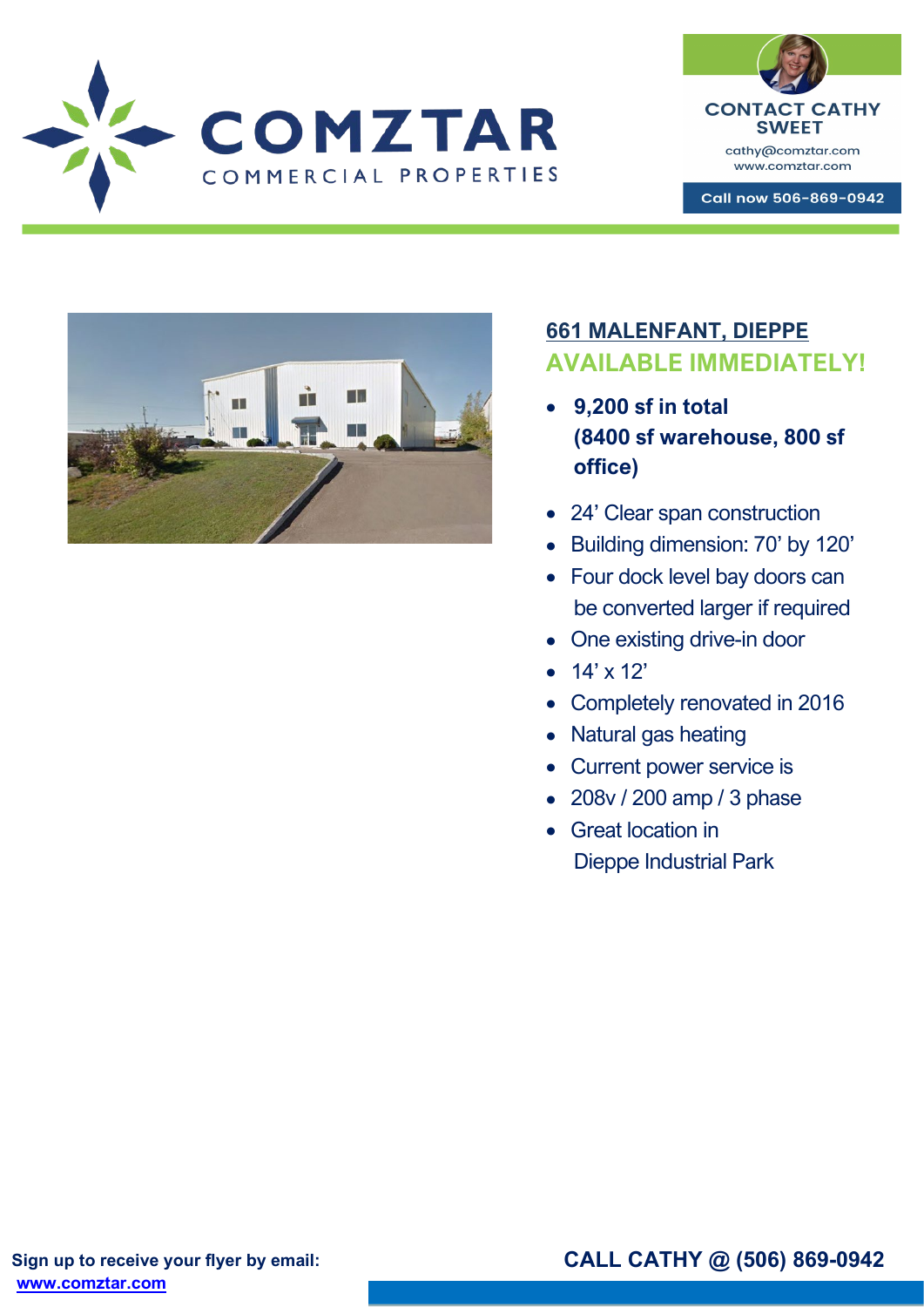COMZTAR
COMMERCIAL PROPERTIES

CONTACT CATHY SWEET
cathy@comztar.com
www.comztar.com
Call now 506-869-0942

## 661 MALENFANT, DIEPPE

## AVAILABLE IMMEDIATELY!

- **9,200 sf in total (8400 sf warehouse, 800 sf office)**
- 24' Clear span construction
- Building dimension: 70' by 120'
- Four dock level bay doors can be converted larger if required
- One existing drive-in door
- 14' x 12'
- Completely renovated in 2016
- Natural gas heating
- Current power service is
- 208v / 200 amp / 3 phase
- Great location in Dieppe Industrial Park

**Sign up to receive your flyer by email:**
**www.comztar.com**

**CALL CATHY @ (506) 869-0942**